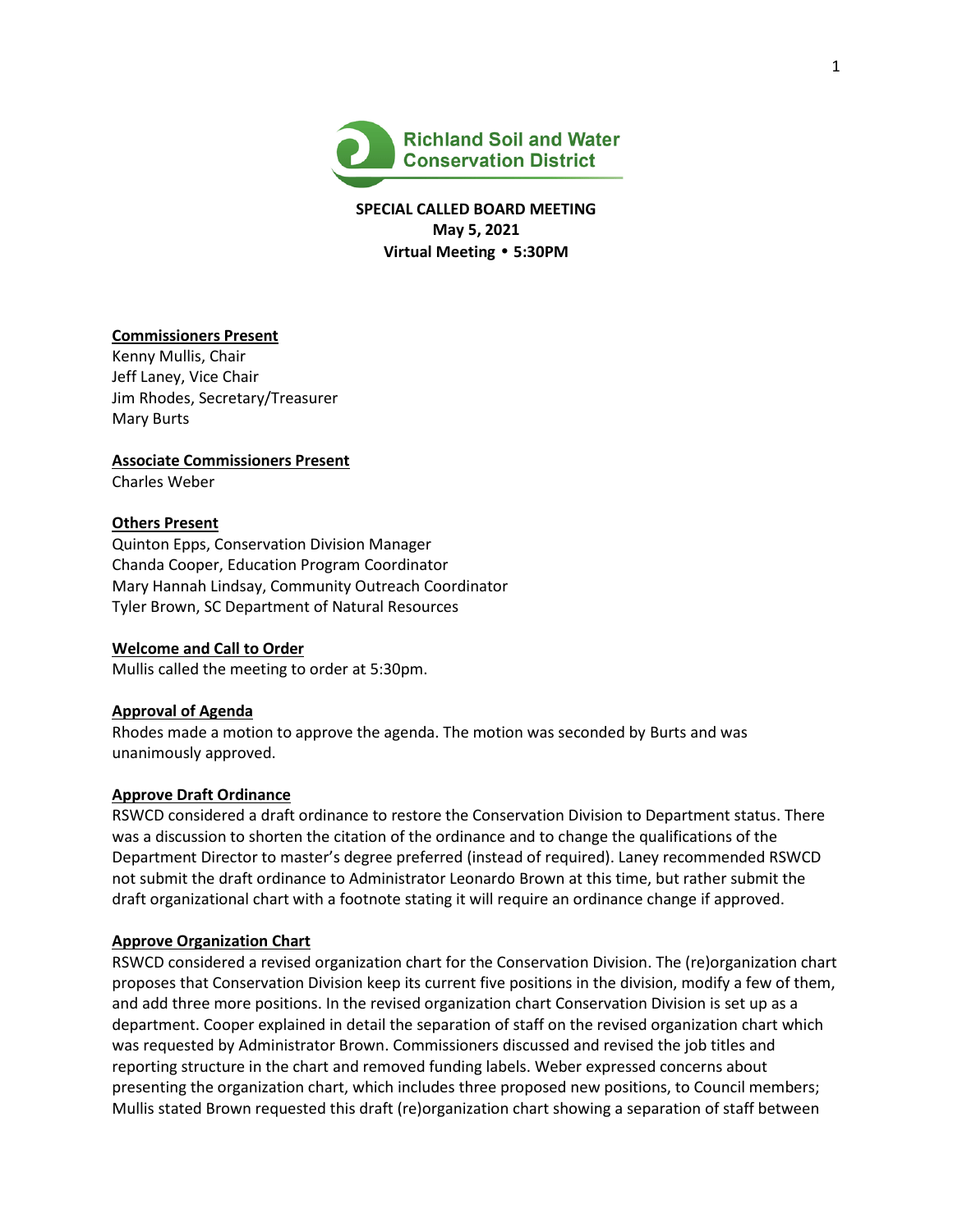Richland Soil and Water Conservation District

**SPECIAL CALLED BOARD MEETING**
**May 5, 2021**
**Virtual Meeting • 5:30PM**

**Commissioners Present**
Kenny Mullis, Chair
Jeff Laney, Vice Chair
Jim Rhodes, Secretary/Treasurer
Mary Burts

**Associate Commissioners Present**
Charles Weber

**Others Present**
Quinton Epps, Conservation Division Manager
Chanda Cooper, Education Program Coordinator
Mary Hannah Lindsay, Community Outreach Coordinator
Tyler Brown, SC Department of Natural Resources

**Welcome and Call to Order**
Mullis called the meeting to order at 5:30pm.

**Approval of Agenda**
Rhodes made a motion to approve the agenda. The motion was seconded by Burts and was unanimously approved.

**Approve Draft Ordinance**
RSWCD considered a draft ordinance to restore the Conservation Division to Department status. There was a discussion to shorten the citation of the ordinance and to change the qualifications of the Department Director to master's degree preferred (instead of required). Laney recommended RSWCD not submit the draft ordinance to Administrator Leonardo Brown at this time, but rather submit the draft organizational chart with a footnote stating it will require an ordinance change if approved.

**Approve Organization Chart**
RSWCD considered a revised organization chart for the Conservation Division. The (re)organization chart proposes that Conservation Division keep its current five positions in the division, modify a few of them, and add three more positions. In the revised organization chart Conservation Division is set up as a department. Cooper explained in detail the separation of staff on the revised organization chart which was requested by Administrator Brown. Commissioners discussed and revised the job titles and reporting structure in the chart and removed funding labels. Weber expressed concerns about presenting the organization chart, which includes three proposed new positions, to Council members; Mullis stated Brown requested this draft (re)organization chart showing a separation of staff between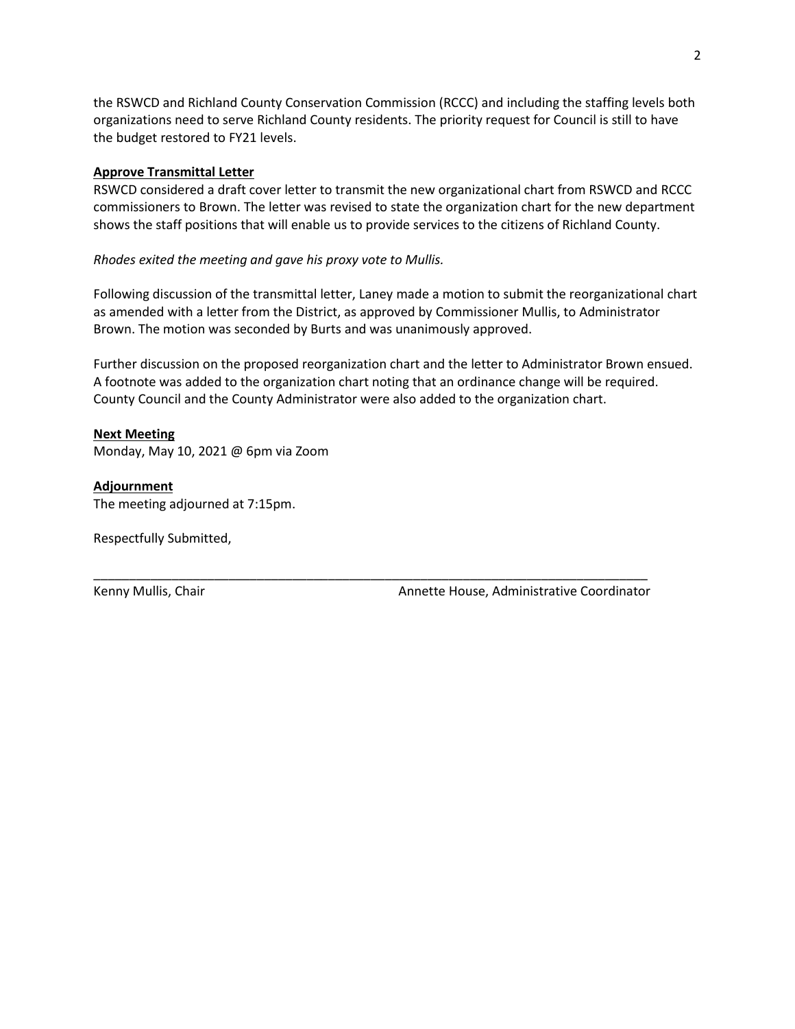the RSWCD and Richland County Conservation Commission (RCCC) and including the staffing levels both organizations need to serve Richland County residents. The priority request for Council is still to have the budget restored to FY21 levels.

**Approve Transmittal Letter**

RSWCD considered a draft cover letter to transmit the new organizational chart from RSWCD and RCCC commissioners to Brown. The letter was revised to state the organization chart for the new department shows the staff positions that will enable us to provide services to the citizens of Richland County.

*Rhodes exited the meeting and gave his proxy vote to Mullis.*

Following discussion of the transmittal letter, Laney made a motion to submit the reorganizational chart as amended with a letter from the District, as approved by Commissioner Mullis, to Administrator Brown. The motion was seconded by Burts and was unanimously approved.

Further discussion on the proposed reorganization chart and the letter to Administrator Brown ensued. A footnote was added to the organization chart noting that an ordinance change will be required. County Council and the County Administrator were also added to the organization chart.

**Next Meeting**

Monday, May 10, 2021 @ 6pm via Zoom

**Adjournment**

The meeting adjourned at 7:15pm.

Respectfully Submitted,

\_\_\_\_\_\_\_\_\_\_\_\_\_\_\_\_\_\_\_\_\_\_\_\_\_\_\_\_\_\_\_\_\_\_\_\_\_\_\_\_\_\_\_\_\_\_\_\_\_\_\_\_\_\_\_\_\_\_\_\_\_\_\_\_\_\_\_\_\_\_\_\_\_\_\_\_\_\_

Kenny Mullis, Chair

Annette House, Administrative Coordinator